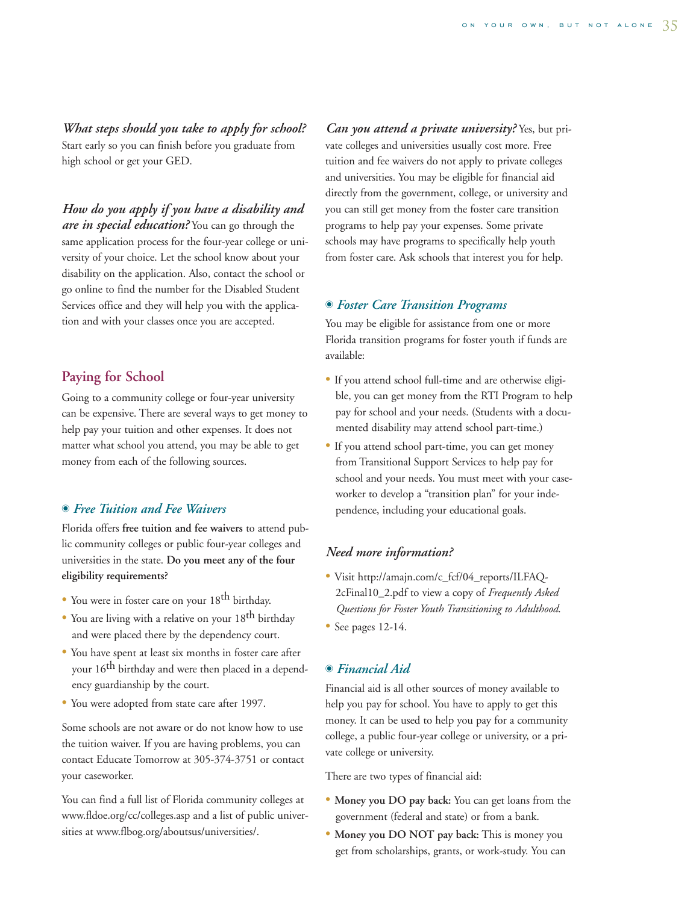***What steps should you take to apply for school?*** Start early so you can finish before you graduate from high school or get your GED.

***How do you apply if you have a disability and are in special education?*** You can go through the same application process for the four-year college or university of your choice. Let the school know about your disability on the application. Also, contact the school or go online to find the number for the Disabled Student Services office and they will help you with the application and with your classes once you are accepted.

## Paying for School

Going to a community college or four-year university can be expensive. There are several ways to get money to help pay your tuition and other expenses. It does not matter what school you attend, you may be able to get money from each of the following sources.

### *Free Tuition and Fee Waivers*

Florida offers **free tuition and fee waivers** to attend public community colleges or public four-year colleges and universities in the state. **Do you meet any of the four eligibility requirements?**

- You were in foster care on your 18th birthday.
- You are living with a relative on your 18th birthday and were placed there by the dependency court.
- You have spent at least six months in foster care after your 16th birthday and were then placed in a dependency guardianship by the court.
- You were adopted from state care after 1997.

Some schools are not aware or do not know how to use the tuition waiver. If you are having problems, you can contact Educate Tomorrow at 305-374-3751 or contact your caseworker.

You can find a full list of Florida community colleges at www.fldoe.org/cc/colleges.asp and a list of public universities at www.flbog.org/aboutsus/universities/.

***Can you attend a private university?*** Yes, but private colleges and universities usually cost more. Free tuition and fee waivers do not apply to private colleges and universities. You may be eligible for financial aid directly from the government, college, or university and you can still get money from the foster care transition programs to help pay your expenses. Some private schools may have programs to specifically help youth from foster care. Ask schools that interest you for help.

### *Foster Care Transition Programs*

You may be eligible for assistance from one or more Florida transition programs for foster youth if funds are available:

- If you attend school full-time and are otherwise eligible, you can get money from the RTI Program to help pay for school and your needs. (Students with a documented disability may attend school part-time.)
- If you attend school part-time, you can get money from Transitional Support Services to help pay for school and your needs. You must meet with your caseworker to develop a "transition plan" for your independence, including your educational goals.

***Need more information?***

- Visit http://amajn.com/c_fcf/04_reports/ILFAQ-2cFinal10_2.pdf to view a copy of *Frequently Asked Questions for Foster Youth Transitioning to Adulthood*.
- See pages 12-14.

### *Financial Aid*

Financial aid is all other sources of money available to help you pay for school. You have to apply to get this money. It can be used to help you pay for a community college, a public four-year college or university, or a private college or university.

There are two types of financial aid:

- **Money you DO pay back:** You can get loans from the government (federal and state) or from a bank.
- **Money you DO NOT pay back:** This is money you get from scholarships, grants, or work-study. You can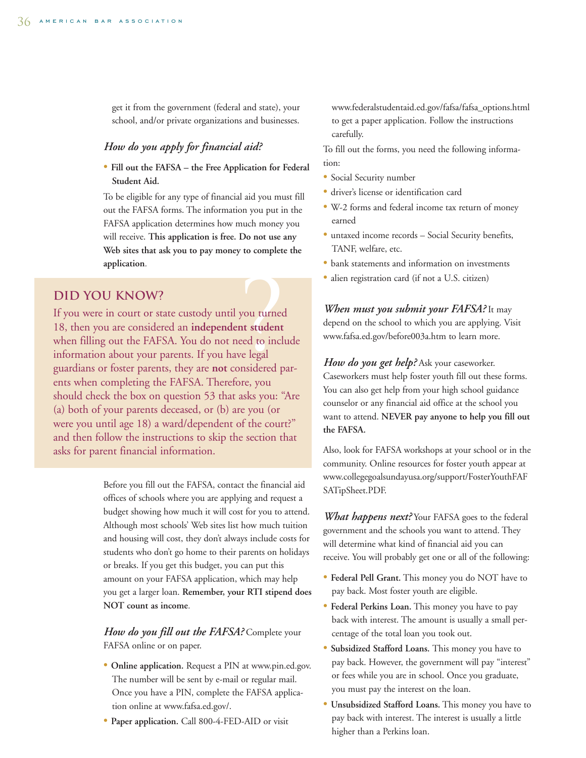get it from the government (federal and state), your school, and/or private organizations and businesses.

*How do you apply for financial aid?*

- **Fill out the FAFSA – the Free Application for Federal Student Aid.**

To be eligible for any type of financial aid you must fill out the FAFSA forms. The information you put in the FAFSA application determines how much money you will receive. **This application is free. Do not use any Web sites that ask you to pay money to complete the application**.

## DID YOU KNOW?

If you were in court or state custody until you turned 18, then you are considered an **independent student** when filling out the FAFSA. You do not need to include information about your parents. If you have legal guardians or foster parents, they are **not** considered parents when completing the FAFSA. Therefore, you should check the box on question 53 that asks you: "Are (a) both of your parents deceased, or (b) are you (or were you until age 18) a ward/dependent of the court?" and then follow the instructions to skip the section that asks for parent financial information.

Before you fill out the FAFSA, contact the financial aid offices of schools where you are applying and request a budget showing how much it will cost for you to attend. Although most schools' Web sites list how much tuition and housing will cost, they don't always include costs for students who don't go home to their parents on holidays or breaks. If you get this budget, you can put this amount on your FAFSA application, which may help you get a larger loan. **Remember, your RTI stipend does NOT count as income**.

***How do you fill out the FAFSA?*** Complete your FAFSA online or on paper.

- **Online application.** Request a PIN at www.pin.ed.gov. The number will be sent by e-mail or regular mail. Once you have a PIN, complete the FAFSA application online at www.fafsa.ed.gov/.
- **Paper application.** Call 800-4-FED-AID or visit www.federalstudentaid.ed.gov/fafsa/fafsa_options.html to get a paper application. Follow the instructions carefully.

To fill out the forms, you need the following information:

- Social Security number
- driver's license or identification card
- W-2 forms and federal income tax return of money earned
- untaxed income records – Social Security benefits, TANF, welfare, etc.
- bank statements and information on investments
- alien registration card (if not a U.S. citizen)

***When must you submit your FAFSA?*** It may depend on the school to which you are applying. Visit www.fafsa.ed.gov/before003a.htm to learn more.

***How do you get help?*** Ask your caseworker. Caseworkers must help foster youth fill out these forms. You can also get help from your high school guidance counselor or any financial aid office at the school you want to attend. **NEVER pay anyone to help you fill out the FAFSA.**

Also, look for FAFSA workshops at your school or in the community. Online resources for foster youth appear at www.collegegoalsundayusa.org/support/FosterYouthFAFSATipSheet.PDF.

***What happens next?*** Your FAFSA goes to the federal government and the schools you want to attend. They will determine what kind of financial aid you can receive. You will probably get one or all of the following:

- **Federal Pell Grant.** This money you do NOT have to pay back. Most foster youth are eligible.
- **Federal Perkins Loan.** This money you have to pay back with interest. The amount is usually a small percentage of the total loan you took out.
- **Subsidized Stafford Loans.** This money you have to pay back. However, the government will pay "interest" or fees while you are in school. Once you graduate, you must pay the interest on the loan.
- **Unsubsidized Stafford Loans.** This money you have to pay back with interest. The interest is usually a little higher than a Perkins loan.